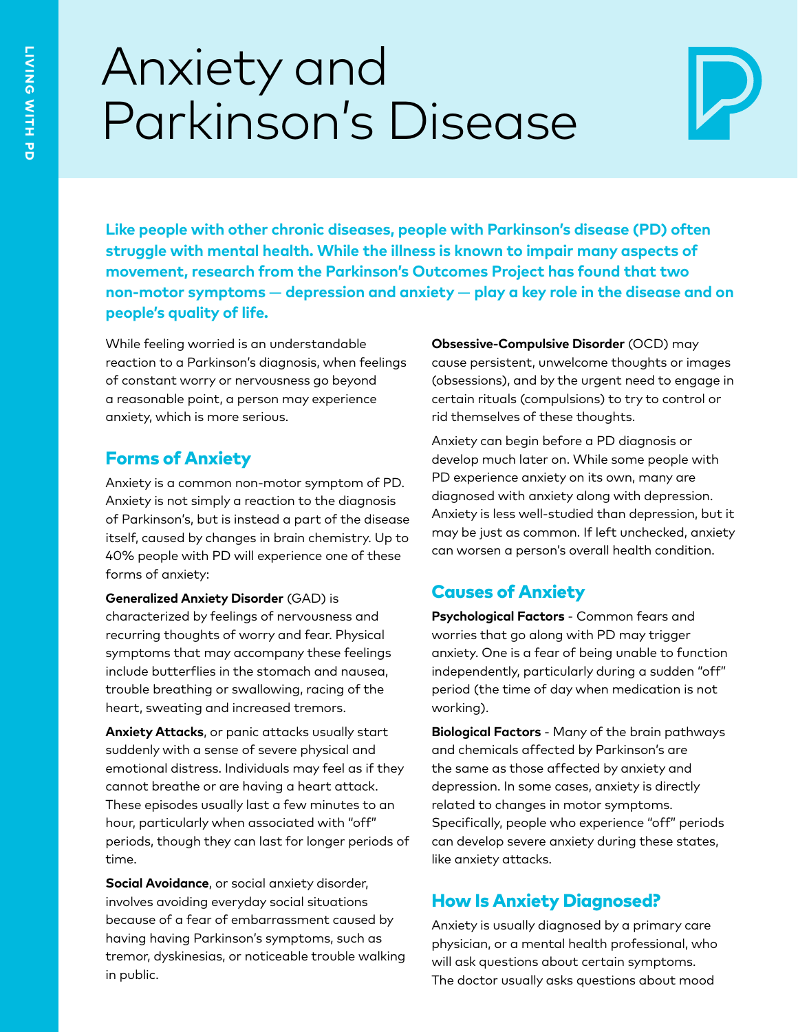# Anxiety and Parkinson's Disease

**Like people with other chronic diseases, people with Parkinson's disease (PD) often struggle with mental health. While the illness is known to impair many aspects of movement, research from the Parkinson's Outcomes Project has found that two non-motor symptoms — depression and anxiety — play a key role in the disease and on people's quality of life.**

While feeling worried is an understandable reaction to a Parkinson's diagnosis, when feelings of constant worry or nervousness go beyond a reasonable point, a person may experience anxiety, which is more serious.

## Forms of Anxiety

Anxiety is a common non-motor symptom of PD. Anxiety is not simply a reaction to the diagnosis of Parkinson's, but is instead a part of the disease itself, caused by changes in brain chemistry. Up to 40% people with PD will experience one of these forms of anxiety:

**Generalized Anxiety Disorder** (GAD) is characterized by feelings of nervousness and recurring thoughts of worry and fear. Physical symptoms that may accompany these feelings include butterflies in the stomach and nausea, trouble breathing or swallowing, racing of the heart, sweating and increased tremors.

**Anxiety Attacks**, or panic attacks usually start suddenly with a sense of severe physical and emotional distress. Individuals may feel as if they cannot breathe or are having a heart attack. These episodes usually last a few minutes to an hour, particularly when associated with "off" periods, though they can last for longer periods of time.

**Social Avoidance**, or social anxiety disorder, involves avoiding everyday social situations because of a fear of embarrassment caused by having having Parkinson's symptoms, such as tremor, dyskinesias, or noticeable trouble walking in public.

**Obsessive-Compulsive Disorder** (OCD) may cause persistent, unwelcome thoughts or images (obsessions), and by the urgent need to engage in certain rituals (compulsions) to try to control or rid themselves of these thoughts.

Anxiety can begin before a PD diagnosis or develop much later on. While some people with PD experience anxiety on its own, many are diagnosed with anxiety along with depression. Anxiety is less well-studied than depression, but it may be just as common. If left unchecked, anxiety can worsen a person's overall health condition.

## Causes of Anxiety

**Psychological Factors** - Common fears and worries that go along with PD may trigger anxiety. One is a fear of being unable to function independently, particularly during a sudden "off" period (the time of day when medication is not working).

**Biological Factors** - Many of the brain pathways and chemicals affected by Parkinson's are the same as those affected by anxiety and depression. In some cases, anxiety is directly related to changes in motor symptoms. Specifically, people who experience "off" periods can develop severe anxiety during these states, like anxiety attacks.

## How Is Anxiety Diagnosed?

Anxiety is usually diagnosed by a primary care physician, or a mental health professional, who will ask questions about certain symptoms. The doctor usually asks questions about mood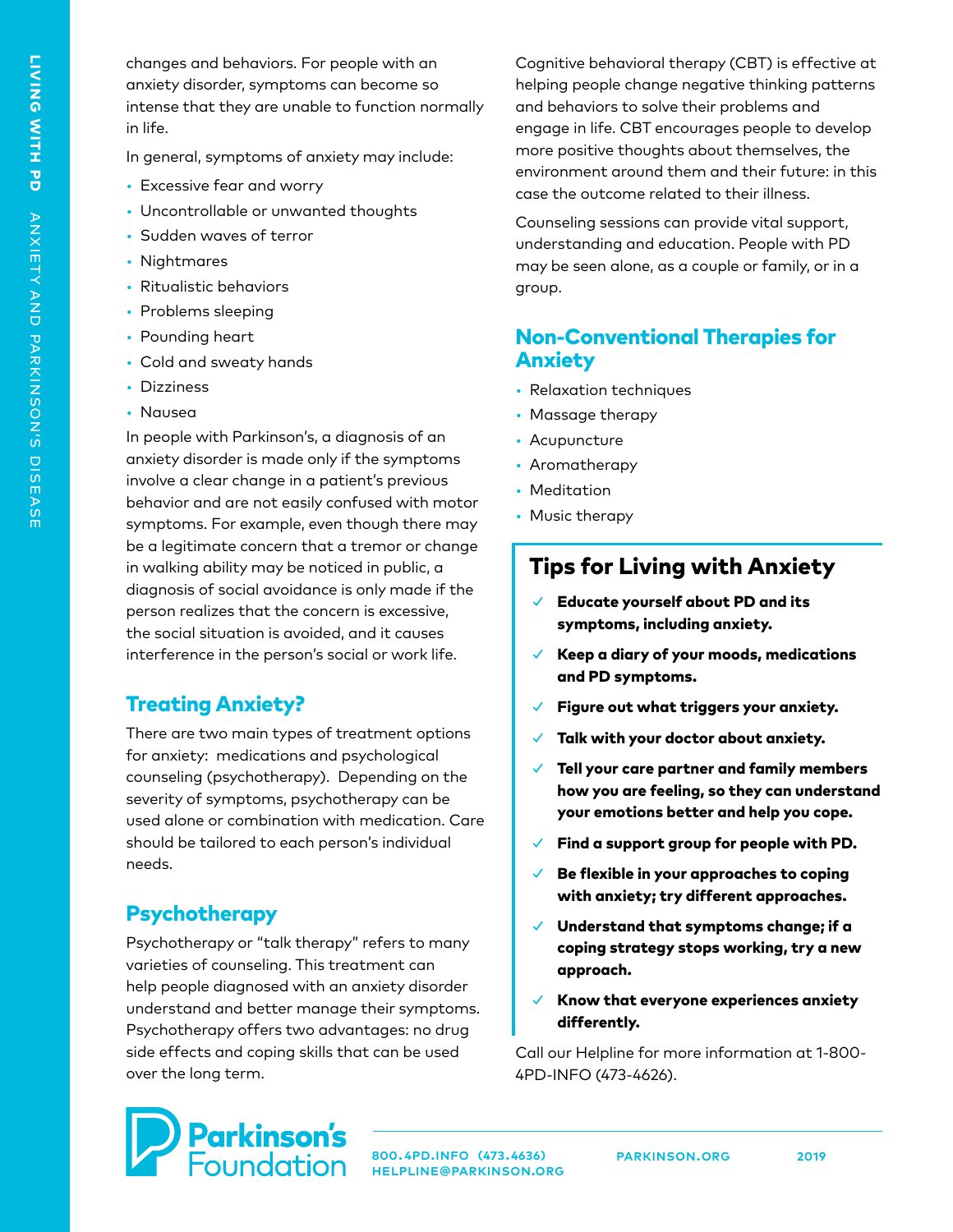changes and behaviors. For people with an anxiety disorder, symptoms can become so intense that they are unable to function normally in life.

In general, symptoms of anxiety may include:

- Excessive fear and worry
- Uncontrollable or unwanted thoughts
- Sudden waves of terror
- Nightmares
- Ritualistic behaviors
- Problems sleeping
- Pounding heart
- Cold and sweaty hands
- Dizziness
- Nausea

In people with Parkinson's, a diagnosis of an anxiety disorder is made only if the symptoms involve a clear change in a patient's previous behavior and are not easily confused with motor symptoms. For example, even though there may be a legitimate concern that a tremor or change in walking ability may be noticed in public, a diagnosis of social avoidance is only made if the person realizes that the concern is excessive, the social situation is avoided, and it causes interference in the person's social or work life.

## Treating Anxiety?

There are two main types of treatment options for anxiety: medications and psychological counseling (psychotherapy). Depending on the severity of symptoms, psychotherapy can be used alone or combination with medication. Care should be tailored to each person's individual needs.

## Psychotherapy

Psychotherapy or "talk therapy" refers to many varieties of counseling. This treatment can help people diagnosed with an anxiety disorder understand and better manage their symptoms. Psychotherapy offers two advantages: no drug side effects and coping skills that can be used over the long term.

Cognitive behavioral therapy (CBT) is effective at helping people change negative thinking patterns and behaviors to solve their problems and engage in life. CBT encourages people to develop more positive thoughts about themselves, the environment around them and their future: in this case the outcome related to their illness.

Counseling sessions can provide vital support, understanding and education. People with PD may be seen alone, as a couple or family, or in a group.

## Non-Conventional Therapies for Anxiety

- Relaxation techniques
- Massage therapy
- Acupuncture
- Aromatherapy
- Meditation
- Music therapy

## Tips for Living with Anxiety

- ✓ **Educate yourself about PD and its symptoms, including anxiety.**
- ✓ **Keep a diary of your moods, medications and PD symptoms.**
- ✓ **Figure out what triggers your anxiety.**
- ✓ **Talk with your doctor about anxiety.**
- ✓ **Tell your care partner and family members how you are feeling, so they can understand your emotions better and help you cope.**
- ✓ **Find a support group for people with PD.**
- ✓ **Be flexible in your approaches to coping with anxiety; try different approaches.**
- ✓ **Understand that symptoms change; if a coping strategy stops working, try a new approach.**
- ✓ **Know that everyone experiences anxiety differently.**

Call our Helpline for more information at 1-800-4PD-INFO (473-4626).

Parkinson's Foundation

800.4PD.INFO (473.4636)
HELPLINE@PARKINSON.ORG

PARKINSON.ORG

2019